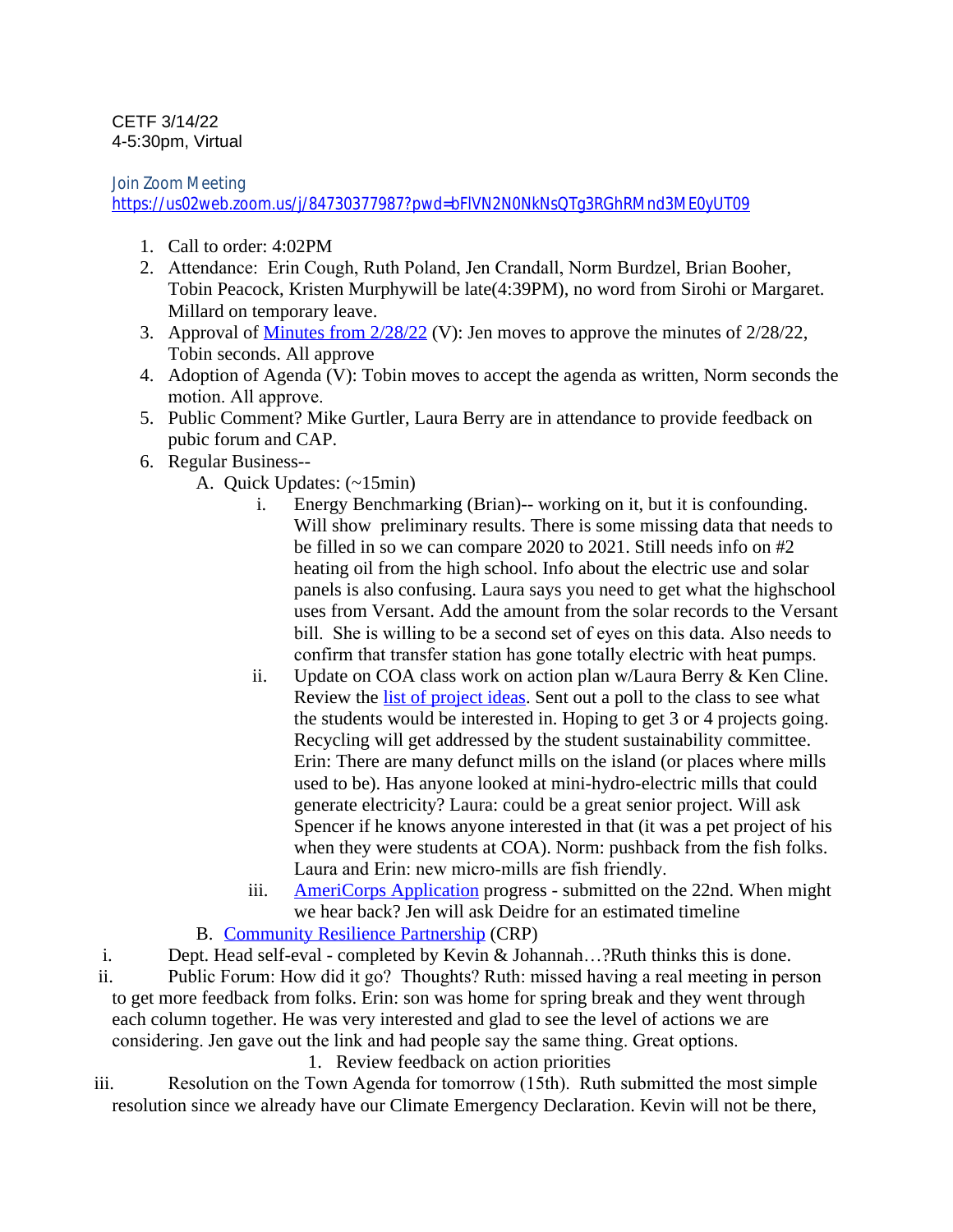CETF 3/14/22
4-5:30pm, Virtual

Join Zoom Meeting
[https://us02web.zoom.us/j/84730377987?pwd=bFlVN2N0NkNsQTg3RGhRMnd3ME0yUT09](https://us02web.zoom.us/j/84730377987?pwd=bFlVN2N0NkNsQTg3RGhRMnd3ME0yUT09)

1. Call to order: 4:02PM
2. Attendance: Erin Cough, Ruth Poland, Jen Crandall, Norm Burdzel, Brian Booher, Tobin Peacock, Kristen Murphywill be late(4:39PM), no word from Sirohi or Margaret. Millard on temporary leave.
3. Approval of [Minutes from 2/28/22](#) (V): Jen moves to approve the minutes of 2/28/22, Tobin seconds. All approve
4. Adoption of Agenda (V): Tobin moves to accept the agenda as written, Norm seconds the motion. All approve.
5. Public Comment? Mike Gurtler, Laura Berry are in attendance to provide feedback on pubic forum and CAP.
6. Regular Business--
   A. Quick Updates: (~15min)
      i. Energy Benchmarking (Brian)-- working on it, but it is confounding. Will show preliminary results. There is some missing data that needs to be filled in so we can compare 2020 to 2021. Still needs info on #2 heating oil from the high school. Info about the electric use and solar panels is also confusing. Laura says you need to get what the highschool uses from Versant. Add the amount from the solar records to the Versant bill. She is willing to be a second set of eyes on this data. Also needs to confirm that transfer station has gone totally electric with heat pumps.
      ii. Update on COA class work on action plan w/Laura Berry & Ken Cline. Review the [list of project ideas](#). Sent out a poll to the class to see what the students would be interested in. Hoping to get 3 or 4 projects going. Recycling will get addressed by the student sustainability committee. Erin: There are many defunct mills on the island (or places where mills used to be). Has anyone looked at mini-hydro-electric mills that could generate electricity? Laura: could be a great senior project. Will ask Spencer if he knows anyone interested in that (it was a pet project of his when they were students at COA). Norm: pushback from the fish folks. Laura and Erin: new micro-mills are fish friendly.
      iii. [AmeriCorps Application](#) progress - submitted on the 22nd. When might we hear back? Jen will ask Deidre for an estimated timeline
   B. [Community Resilience Partnership](#) (CRP)

i. Dept. Head self-eval - completed by Kevin & Johannah…?Ruth thinks this is done.

ii. Public Forum: How did it go? Thoughts? Ruth: missed having a real meeting in person to get more feedback from folks. Erin: son was home for spring break and they went through each column together. He was very interested and glad to see the level of actions we are considering. Jen gave out the link and had people say the same thing. Great options.

   1. Review feedback on action priorities

iii. Resolution on the Town Agenda for tomorrow (15th). Ruth submitted the most simple resolution since we already have our Climate Emergency Declaration. Kevin will not be there,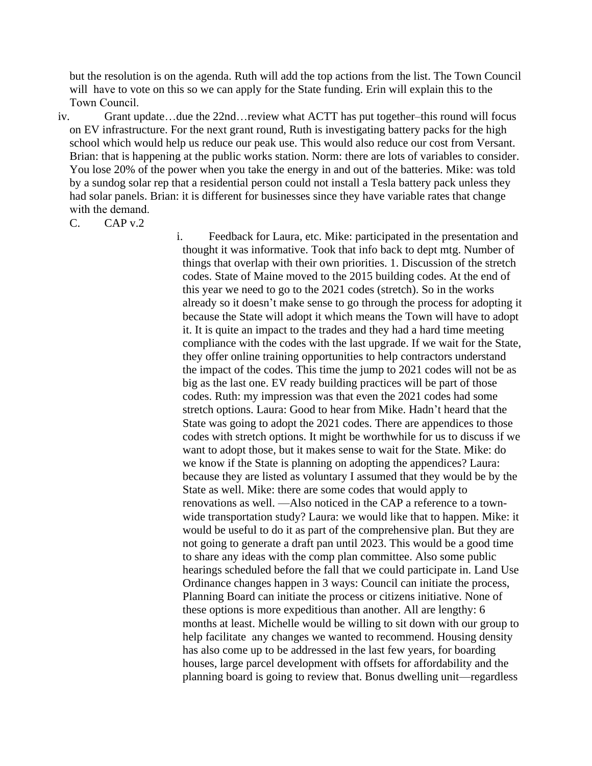but the resolution is on the agenda. Ruth will add the top actions from the list. The Town Council will have to vote on this so we can apply for the State funding. Erin will explain this to the Town Council.

iv. Grant update…due the 22nd…review what ACTT has put together–this round will focus on EV infrastructure. For the next grant round, Ruth is investigating battery packs for the high school which would help us reduce our peak use. This would also reduce our cost from Versant. Brian: that is happening at the public works station. Norm: there are lots of variables to consider. You lose 20% of the power when you take the energy in and out of the batteries. Mike: was told by a sundog solar rep that a residential person could not install a Tesla battery pack unless they had solar panels. Brian: it is different for businesses since they have variable rates that change with the demand.

C. CAP v.2

i. Feedback for Laura, etc. Mike: participated in the presentation and thought it was informative. Took that info back to dept mtg. Number of things that overlap with their own priorities. 1. Discussion of the stretch codes. State of Maine moved to the 2015 building codes. At the end of this year we need to go to the 2021 codes (stretch). So in the works already so it doesn't make sense to go through the process for adopting it because the State will adopt it which means the Town will have to adopt it. It is quite an impact to the trades and they had a hard time meeting compliance with the codes with the last upgrade. If we wait for the State, they offer online training opportunities to help contractors understand the impact of the codes. This time the jump to 2021 codes will not be as big as the last one. EV ready building practices will be part of those codes. Ruth: my impression was that even the 2021 codes had some stretch options. Laura: Good to hear from Mike. Hadn't heard that the State was going to adopt the 2021 codes. There are appendices to those codes with stretch options. It might be worthwhile for us to discuss if we want to adopt those, but it makes sense to wait for the State. Mike: do we know if the State is planning on adopting the appendices? Laura: because they are listed as voluntary I assumed that they would be by the State as well. Mike: there are some codes that would apply to renovations as well. —Also noticed in the CAP a reference to a town-wide transportation study? Laura: we would like that to happen. Mike: it would be useful to do it as part of the comprehensive plan. But they are not going to generate a draft pan until 2023. This would be a good time to share any ideas with the comp plan committee. Also some public hearings scheduled before the fall that we could participate in. Land Use Ordinance changes happen in 3 ways: Council can initiate the process, Planning Board can initiate the process or citizens initiative. None of these options is more expeditious than another. All are lengthy: 6 months at least. Michelle would be willing to sit down with our group to help facilitate any changes we wanted to recommend. Housing density has also come up to be addressed in the last few years, for boarding houses, large parcel development with offsets for affordability and the planning board is going to review that. Bonus dwelling unit—regardless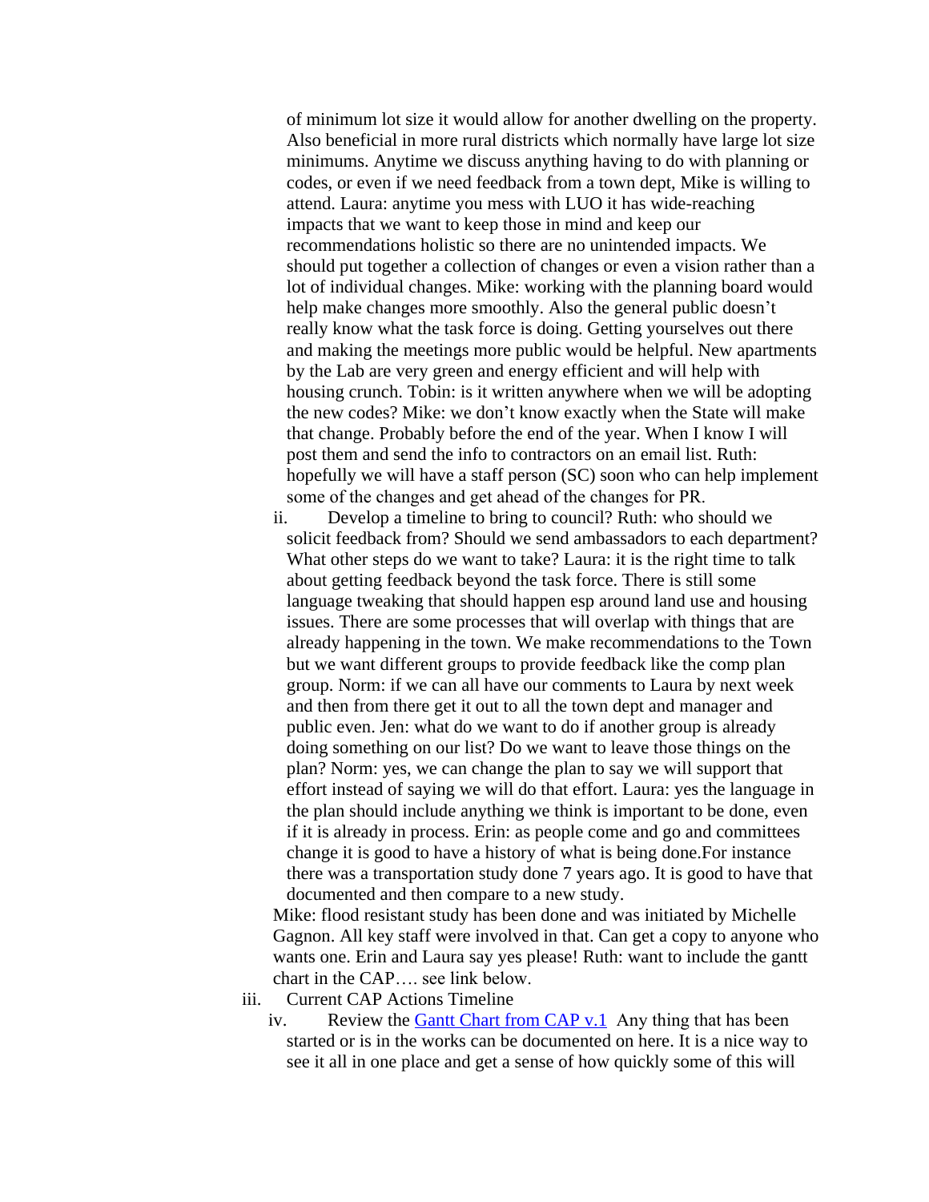of minimum lot size it would allow for another dwelling on the property. Also beneficial in more rural districts which normally have large lot size minimums. Anytime we discuss anything having to do with planning or codes, or even if we need feedback from a town dept, Mike is willing to attend. Laura: anytime you mess with LUO it has wide-reaching impacts that we want to keep those in mind and keep our recommendations holistic so there are no unintended impacts. We should put together a collection of changes or even a vision rather than a lot of individual changes. Mike: working with the planning board would help make changes more smoothly. Also the general public doesn't really know what the task force is doing. Getting yourselves out there and making the meetings more public would be helpful. New apartments by the Lab are very green and energy efficient and will help with housing crunch. Tobin: is it written anywhere when we will be adopting the new codes? Mike: we don't know exactly when the State will make that change. Probably before the end of the year. When I know I will post them and send the info to contractors on an email list. Ruth: hopefully we will have a staff person (SC) soon who can help implement some of the changes and get ahead of the changes for PR.

ii. Develop a timeline to bring to council? Ruth: who should we solicit feedback from? Should we send ambassadors to each department? What other steps do we want to take? Laura: it is the right time to talk about getting feedback beyond the task force. There is still some language tweaking that should happen esp around land use and housing issues. There are some processes that will overlap with things that are already happening in the town. We make recommendations to the Town but we want different groups to provide feedback like the comp plan group. Norm: if we can all have our comments to Laura by next week and then from there get it out to all the town dept and manager and public even. Jen: what do we want to do if another group is already doing something on our list? Do we want to leave those things on the plan? Norm: yes, we can change the plan to say we will support that effort instead of saying we will do that effort. Laura: yes the language in the plan should include anything we think is important to be done, even if it is already in process. Erin: as people come and go and committees change it is good to have a history of what is being done.For instance there was a transportation study done 7 years ago. It is good to have that documented and then compare to a new study.

Mike: flood resistant study has been done and was initiated by Michelle Gagnon. All key staff were involved in that. Can get a copy to anyone who wants one. Erin and Laura say yes please! Ruth: want to include the gantt chart in the CAP…. see link below.

iii. Current CAP Actions Timeline

iv. Review the [Gantt Chart from CAP v.1](Gantt Chart from CAP v.1) Any thing that has been started or is in the works can be documented on here. It is a nice way to see it all in one place and get a sense of how quickly some of this will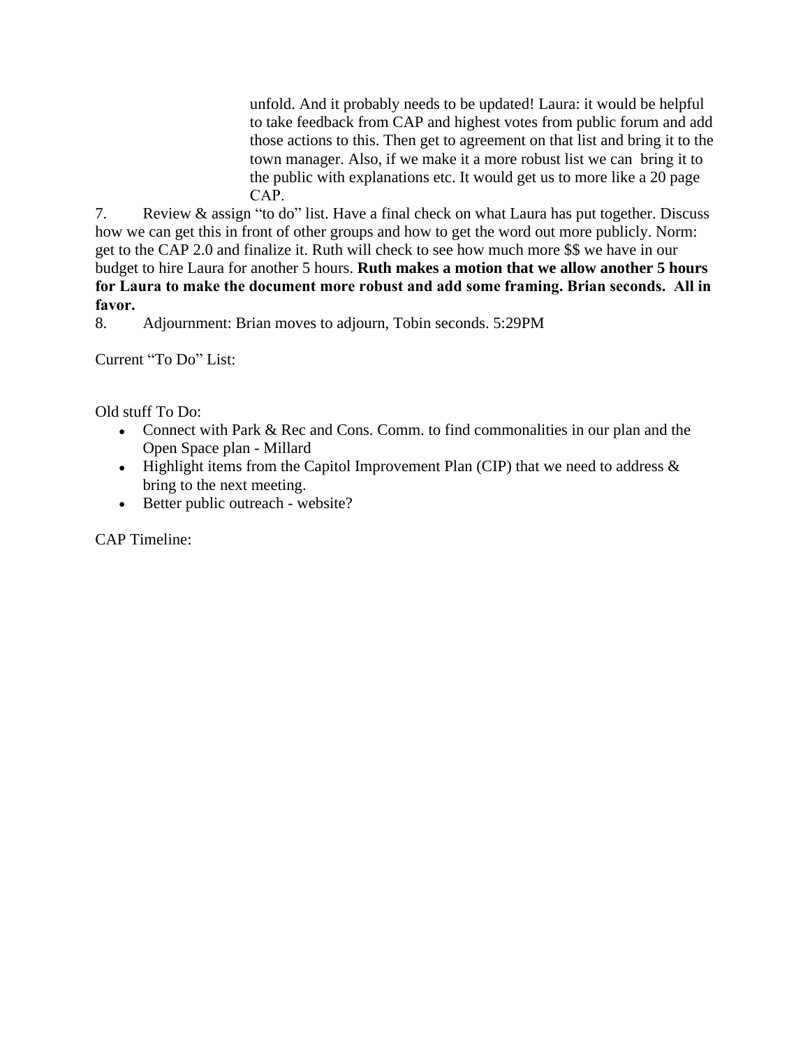unfold. And it probably needs to be updated! Laura: it would be helpful to take feedback from CAP and highest votes from public forum and add those actions to this. Then get to agreement on that list and bring it to the town manager. Also, if we make it a more robust list we can bring it to the public with explanations etc. It would get us to more like a 20 page CAP.

7. Review & assign "to do" list. Have a final check on what Laura has put together. Discuss how we can get this in front of other groups and how to get the word out more publicly. Norm: get to the CAP 2.0 and finalize it. Ruth will check to see how much more $$ we have in our budget to hire Laura for another 5 hours. **Ruth makes a motion that we allow another 5 hours for Laura to make the document more robust and add some framing. Brian seconds. All in favor.**

8. Adjournment: Brian moves to adjourn, Tobin seconds. 5:29PM

Current "To Do" List:

Old stuff To Do:

- Connect with Park & Rec and Cons. Comm. to find commonalities in our plan and the Open Space plan - Millard
- Highlight items from the Capitol Improvement Plan (CIP) that we need to address & bring to the next meeting.
- Better public outreach - website?

CAP Timeline: